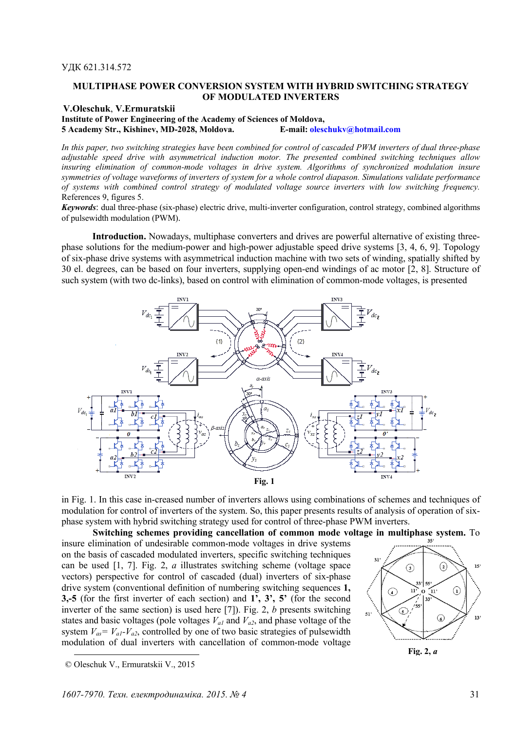УДК 621.314.572

# MULTIPHASE POWER CONVERSION SYSTEM WITH HYBRID SWITCHING STRATEGY OF MODULATED INVERTERS

**V.Oleschuk**, **V.Ermuratskii**
**Institute of Power Engineering of the Academy of Sciences of Moldova,**
**5 Academy Str., Kishinev, MD-2028, Moldova.** **E-mail: oleschukv@hotmail.com**

*In this paper, two switching strategies have been combined for control of cascaded PWM inverters of dual three-phase adjustable speed drive with asymmetrical induction motor. The presented combined switching techniques allow insuring elimination of common-mode voltages in drive system. Algorithms of synchronized modulation insure symmetries of voltage waveforms of inverters of system for a whole control diapason. Simulations validate performance of systems with combined control strategy of modulated voltage source inverters with low switching frequency.* References 9, figures 5.

***Keywords***: dual three-phase (six-phase) electric drive, multi-inverter configuration, control strategy, combined algorithms of pulsewidth modulation (PWM).

**Introduction.** Nowadays, multiphase converters and drives are powerful alternative of existing three-phase solutions for the medium-power and high-power adjustable speed drive systems [3, 4, 6, 9]. Topology of six-phase drive systems with asymmetrical induction machine with two sets of winding, spatially shifted by 30 el. degrees, can be based on four inverters, supplying open-end windings of ac motor [2, 8]. Structure of such system (with two dc-links), based on control with elimination of common-mode voltages, is presented in Fig. 1. In this case in-creased number of inverters allows using combinations of schemes and techniques of modulation for control of inverters of the system. So, this paper presents results of analysis of operation of six-phase system with hybrid switching strategy used for control of three-phase PWM inverters.

**Fig. 1**

**Switching schemes providing cancellation of common mode voltage in multiphase system.** To insure elimination of undesirable common-mode voltages in drive systems on the basis of cascaded modulated inverters, specific switching techniques can be used [1, 7]. Fig. 2, *a* illustrates switching scheme (voltage space vectors) perspective for control of cascaded (dual) inverters of six-phase drive system (conventional definition of numbering switching sequences **1, 3,-5** (for the first inverter of each section) and **1', 3', 5'** (for the second inverter of the same section) is used here [7]). Fig. 2, *b* presents switching states and basic voltages (pole voltages $V_{a1}$ and $V_{a2}$, and phase voltage of the system $V_{as}= V_{a1}-V_{a2}$, controlled by one of two basic strategies of pulsewidth modulation of dual inverters with cancellation of common-mode voltage

**Fig. 2, *a***

© Oleschuk V., Ermuratskii V., 2015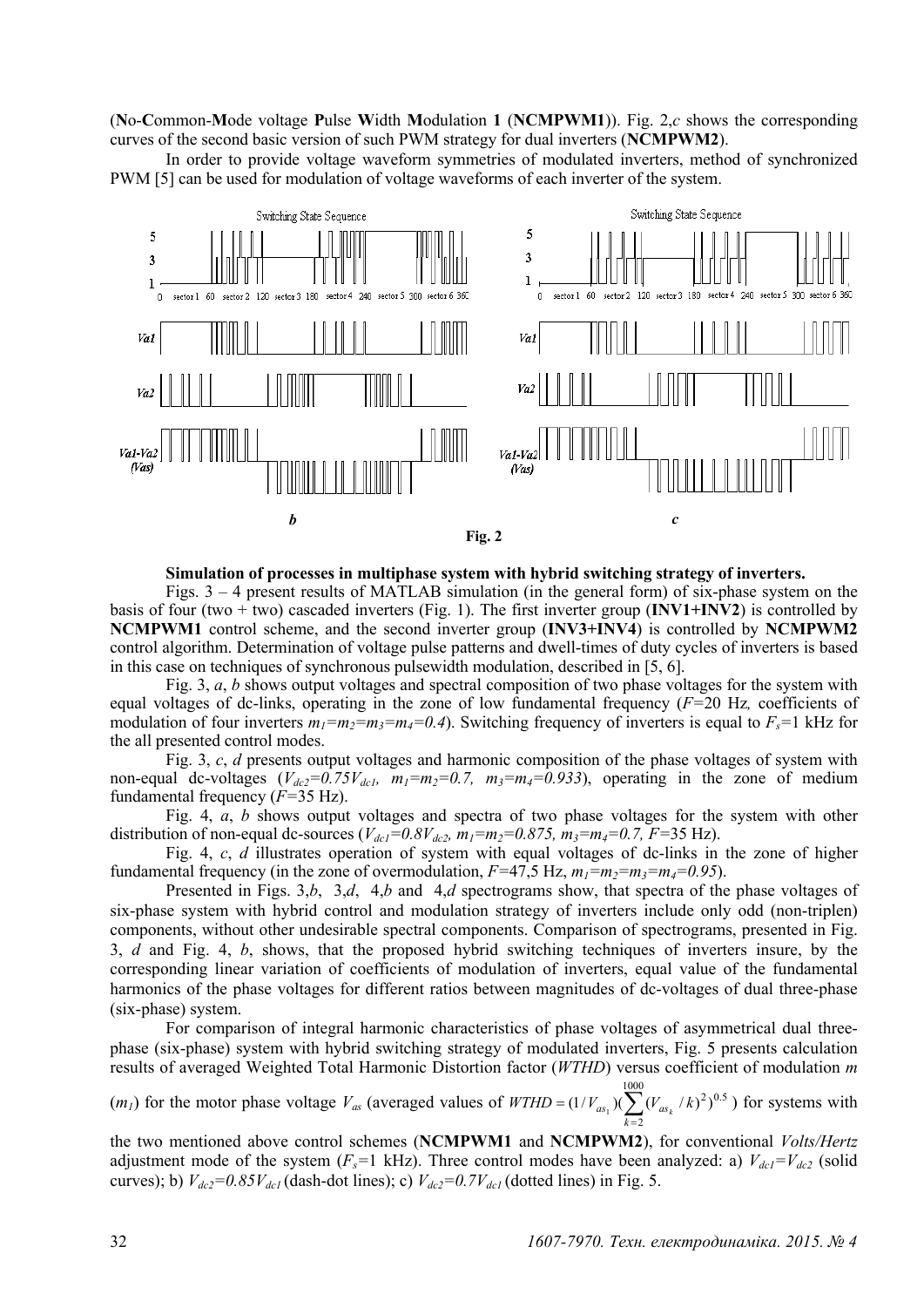(**N**o-**C**ommon-**M**ode voltage **P**ulse **W**idth **M**odulation **1** (**NCMPWM1**)). Fig. 2,*c* shows the corresponding curves of the second basic version of such PWM strategy for dual inverters (**NCMPWM2**).

In order to provide voltage waveform symmetries of modulated inverters, method of synchronized PWM [5] can be used for modulation of voltage waveforms of each inverter of the system.

**Fig. 2**

**Simulation of processes in multiphase system with hybrid switching strategy of inverters.**

Figs. 3 – 4 present results of MATLAB simulation (in the general form) of six-phase system on the basis of four (two + two) cascaded inverters (Fig. 1). The first inverter group (**INV1+INV2**) is controlled by **NCMPWM1** control scheme, and the second inverter group (**INV3+INV4**) is controlled by **NCMPWM2** control algorithm. Determination of voltage pulse patterns and dwell-times of duty cycles of inverters is based in this case on techniques of synchronous pulsewidth modulation, described in [5, 6].

Fig. 3, *a*, *b* shows output voltages and spectral composition of two phase voltages for the system with equal voltages of dc-links, operating in the zone of low fundamental frequency ($F$=20 Hz, coefficients of modulation of four inverters $m_1=m_2=m_3=m_4=0.4$). Switching frequency of inverters is equal to $F_s$=1 kHz for the all presented control modes.

Fig. 3, *c*, *d* presents output voltages and harmonic composition of the phase voltages of system with non-equal dc-voltages ($V_{dc2}=0.75V_{dc1}$, $m_1=m_2=0.7$, $m_3=m_4=0.933$), operating in the zone of medium fundamental frequency ($F$=35 Hz).

Fig. 4, *a*, *b* shows output voltages and spectra of two phase voltages for the system with other distribution of non-equal dc-sources ($V_{dc1}=0.8V_{dc2}$, $m_1=m_2=0.875$, $m_3=m_4=0.7$, $F$=35 Hz).

Fig. 4, *c*, *d* illustrates operation of system with equal voltages of dc-links in the zone of higher fundamental frequency (in the zone of overmodulation, $F$=47,5 Hz, $m_1=m_2=m_3=m_4=0.95$).

Presented in Figs. 3,*b*, 3,*d*, 4,*b* and 4,*d* spectrograms show, that spectra of the phase voltages of six-phase system with hybrid control and modulation strategy of inverters include only odd (non-triplen) components, without other undesirable spectral components. Comparison of spectrograms, presented in Fig. 3, *d* and Fig. 4, *b*, shows, that the proposed hybrid switching techniques of inverters insure, by the corresponding linear variation of coefficients of modulation of inverters, equal value of the fundamental harmonics of the phase voltages for different ratios between magnitudes of dc-voltages of dual three-phase (six-phase) system.

For comparison of integral harmonic characteristics of phase voltages of asymmetrical dual three-phase (six-phase) system with hybrid switching strategy of modulated inverters, Fig. 5 presents calculation results of averaged Weighted Total Harmonic Distortion factor (*WTHD*) versus coefficient of modulation $m$ ($m_1$) for the motor phase voltage $V_{as}$ (averaged values of $WTHD=(1/V_{as_1})(\sum_{k=2}^{1000}(V_{as_k}/k)^2)^{0.5}$ ) for systems with the two mentioned above control schemes (**NCMPWM1** and **NCMPWM2**), for conventional *Volts/Hertz* adjustment mode of the system ($F_s$=1 kHz). Three control modes have been analyzed: a) $V_{dc1}=V_{dc2}$ (solid curves); b) $V_{dc2}=0.85V_{dc1}$ (dash-dot lines); c) $V_{dc2}=0.7V_{dc1}$ (dotted lines) in Fig. 5.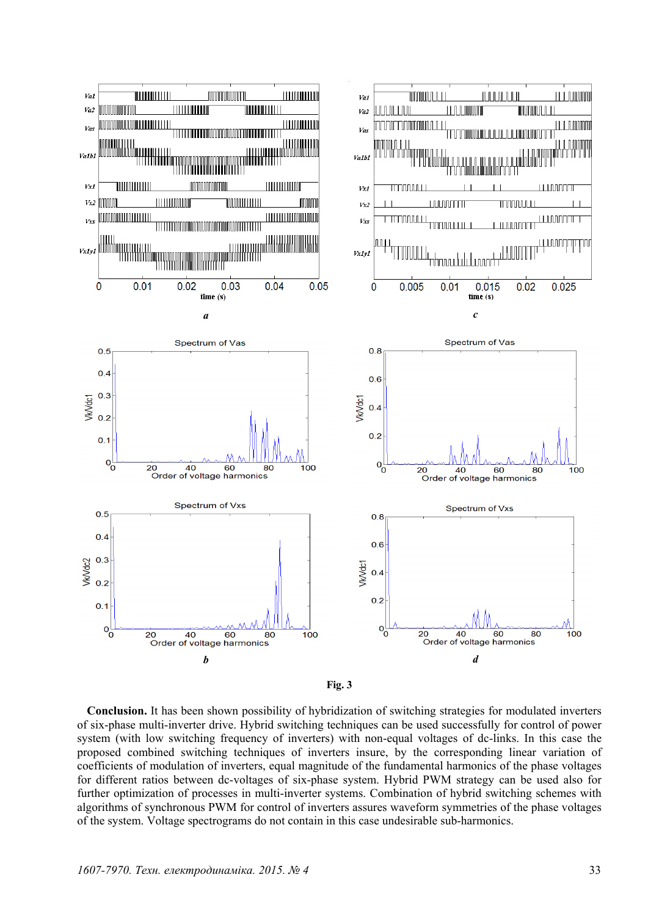Fig. 3

**Conclusion.** It has been shown possibility of hybridization of switching strategies for modulated inverters of six-phase multi-inverter drive. Hybrid switching techniques can be used successfully for control of power system (with low switching frequency of inverters) with non-equal voltages of dc-links. In this case the proposed combined switching techniques of inverters insure, by the corresponding linear variation of coefficients of modulation of inverters, equal magnitude of the fundamental harmonics of the phase voltages for different ratios between dc-voltages of six-phase system. Hybrid PWM strategy can be used also for further optimization of processes in multi-inverter systems. Combination of hybrid switching schemes with algorithms of synchronous PWM for control of inverters assures waveform symmetries of the phase voltages of the system. Voltage spectrograms do not contain in this case undesirable sub-harmonics.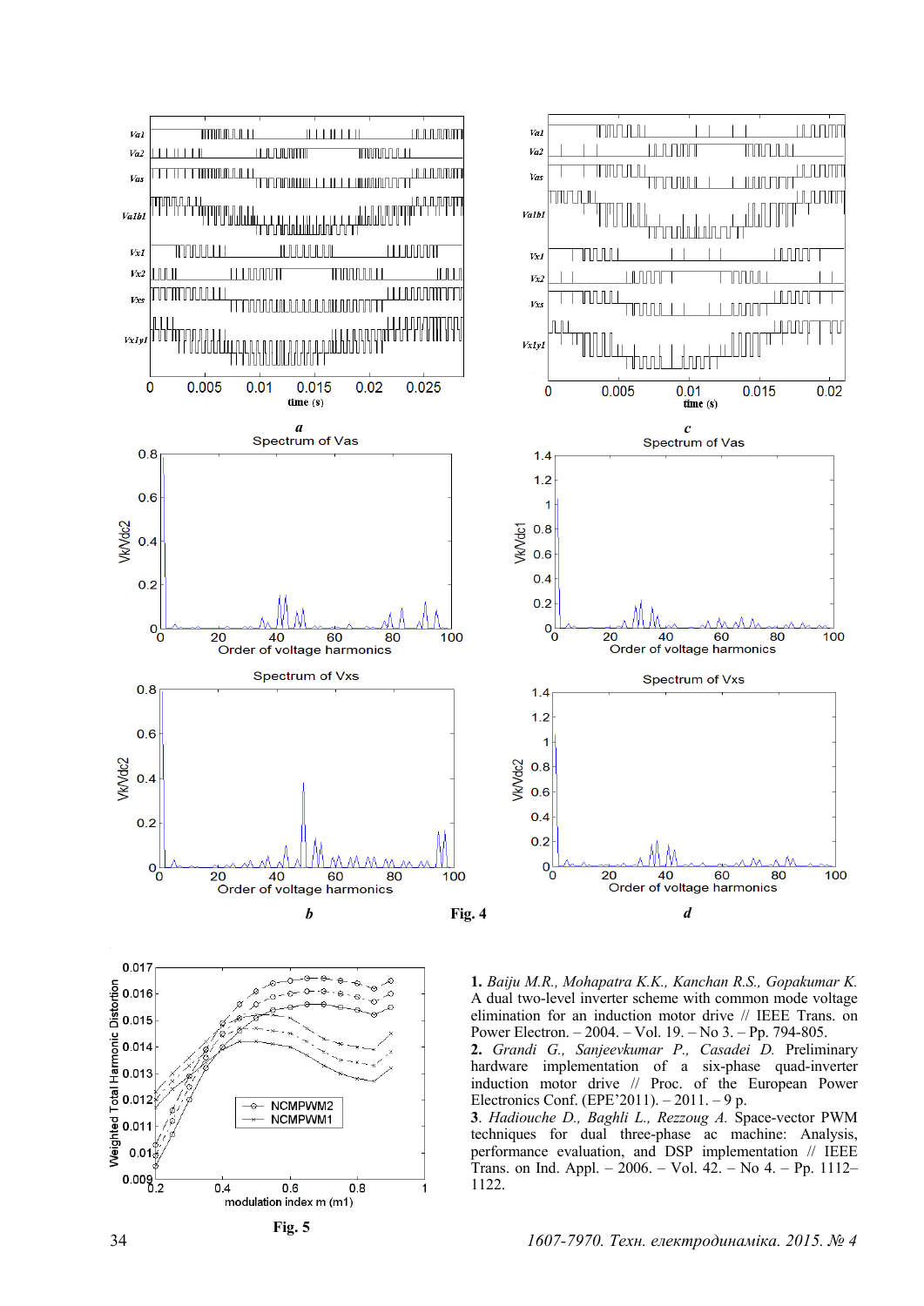Fig. 4

Fig. 5

1. *Baiju M.R., Mohapatra K.K., Kanchan R.S., Gopakumar K.* A dual two-level inverter scheme with common mode voltage elimination for an induction motor drive // IEEE Trans. on Power Electron. – 2004. – Vol. 19. – No 3. – Pp. 794-805.
2. *Grandi G., Sanjeevkumar P., Casadei D.* Preliminary hardware implementation of a six-phase quad-inverter induction motor drive // Proc. of the European Power Electronics Conf. (EPE'2011). – 2011. – 9 p.
3. *Hadiouche D., Baghli L., Rezzoug A.* Space-vector PWM techniques for dual three-phase ac machine: Analysis, performance evaluation, and DSP implementation // IEEE Trans. on Ind. Appl. – 2006. – Vol. 42. – No 4. – Pp. 1112–1122.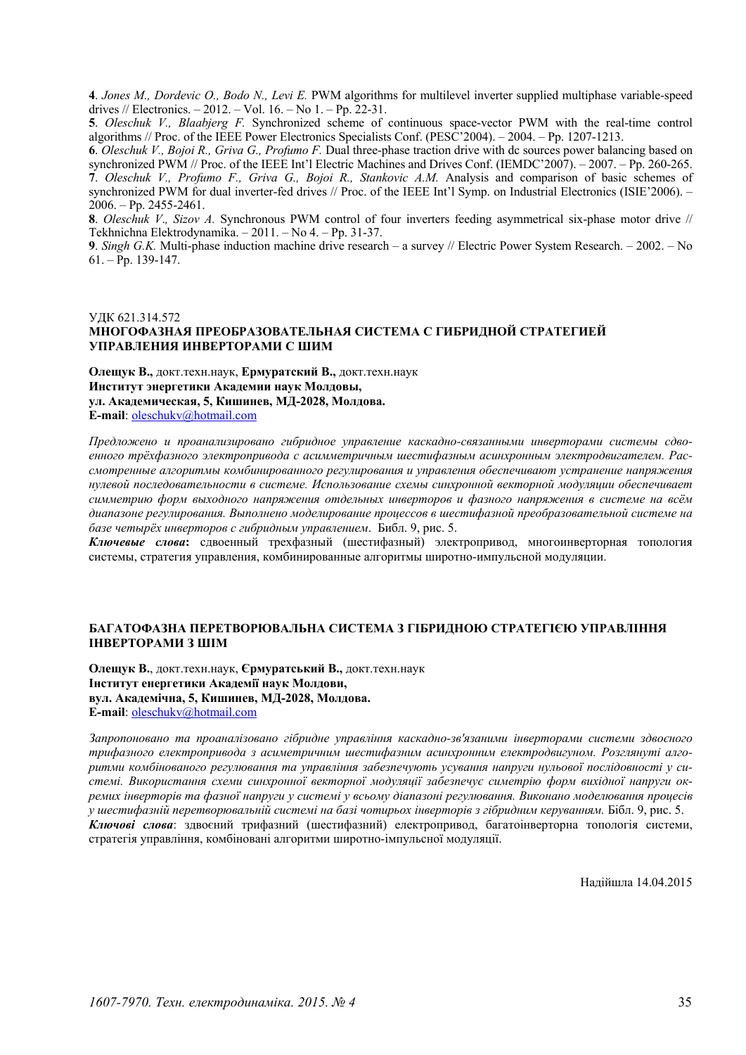**4**. *Jones M., Dordevic O., Bodo N., Levi E.* PWM algorithms for multilevel inverter supplied multiphase variable-speed drives // Electronics. – 2012. – Vol. 16. – No 1. – Pp. 22-31.

**5**. *Oleschuk V., Blaabjerg F.* Synchronized scheme of continuous space-vector PWM with the real-time control algorithms // Proc. of the IEEE Power Electronics Specialists Conf. (PESC'2004). – 2004. – Pp. 1207-1213.

**6**. *Oleschuk V., Bojoi R., Griva G., Profumo F.* Dual three-phase traction drive with dc sources power balancing based on synchronized PWM // Proc. of the IEEE Int'l Electric Machines and Drives Conf. (IEMDC'2007). – 2007. – Pp. 260-265.

**7**. *Oleschuk V., Profumo F., Griva G., Bojoi R., Stankovic A.M.* Analysis and comparison of basic schemes of synchronized PWM for dual inverter-fed drives // Proc. of the IEEE Int'l Symp. on Industrial Electronics (ISIE'2006). – 2006. – Pp. 2455-2461.

**8**. *Oleschuk V., Sizov A.* Synchronous PWM control of four inverters feeding asymmetrical six-phase motor drive // Tekhnichna Elektrodynamika. – 2011. – No 4. – Pp. 31-37.

**9**. *Singh G.K.* Multi-phase induction machine drive research – a survey // Electric Power System Research. – 2002. – No 61. – Pp. 139-147.

УДК 621.314.572

**МНОГОФАЗНАЯ ПРЕОБРАЗОВАТЕЛЬНАЯ СИСТЕМА С ГИБРИДНОЙ СТРАТЕГИЕЙ УПРАВЛЕНИЯ ИНВЕРТОРАМИ С ШИМ**

**Олещук В.,** докт.техн.наук, **Ермуратский В.,** докт.техн.наук
**Институт энергетики Академии наук Молдовы,**
**ул. Академическая, 5, Кишинев, МД-2028, Молдова.**
**E-mail**: oleschukv@hotmail.com

*Предложено и проанализировано гибридное управление каскадно-связанными инверторами системы сдвоенного трёхфазного электропривода с асимметричным шестифазным асинхронным электродвигателем. Рассмотренные алгоритмы комбинированного регулирования и управления обеспечивают устранение напряжения нулевой последовательности в системе. Использование схемы синхронной векторной модуляции обеспечивает симметрию форм выходного напряжения отдельных инверторов и фазного напряжения в системе на всём диапазоне регулирования. Выполнено моделирование процессов в шестифазной преобразовательной системе на базе четырёх инверторов с гибридным управлением*. Библ. 9, рис. 5.

***Ключевые слова*:** сдвоенный трехфазный (шестифазный) электропривод, многоинверторная топология системы, стратегия управления, комбинированные алгоритмы широтно-импульсной модуляции.

**БАГАТОФАЗНА ПЕРЕТВОРЮВАЛЬНА СИСТЕМА З ГІБРИДНОЮ СТРАТЕГІЄЮ УПРАВЛІННЯ ІНВЕРТОРАМИ З ШІМ**

**Олещук В.**, докт.техн.наук, **Єрмуратський В.,** докт.техн.наук
**Інститут енергетики Академії наук Молдови,**
**вул. Академічна, 5, Кишинев, МД-2028, Молдова.**
**E-mail**: oleschukv@hotmail.com

*Запропоновано та проаналізовано гібридне управління каскадно-зв'язаними інверторами системи здвоєного трифазного електропривода з асиметричним шестифазним асинхронним електродвигуном. Розглянуті алгоритми комбінованого регулювання та управління забезпечують усування напруги нульової послідовності у системі. Використання схеми синхронної векторної модуляції забезпечує симетрію форм вихідної напруги окремих інверторів та фазної напруги у системі у всьому діапазоні регулювання. Виконано моделювання процесів у шестифазній перетворювальній системі на базі чотирьох інверторів з гібридним керуванням.* Бібл. 9, рис. 5.

***Ключові слова***: здвоєний трифазний (шестифазний) електропривод, багатоінверторна топологія системи, стратегія управління, комбіновані алгоритми широтно-імпульсної модуляції.

Надійшла 14.04.2015